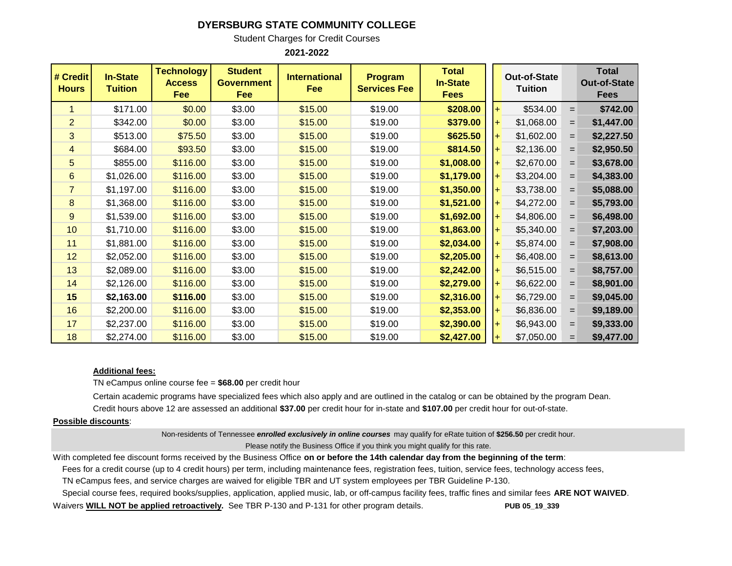# DYERSBURG STATE COMMUNITY COLLEGE

Student Charges for Credit Courses

**2021-2022**

| # Credit Hours | In-State Tuition | Technology Access Fee | Student Government Fee | International Fee | Program Services Fee | Total In-State Fees | | Out-of-State Tuition | | Total Out-of-State Fees |
|---|---|---|---|---|---|---|---|---|---|---|
| 1 | $171.00 | $0.00 | $3.00 | $15.00 | $19.00 | **$208.00** | + | $534.00 | = | **$742.00** |
| 2 | $342.00 | $0.00 | $3.00 | $15.00 | $19.00 | **$379.00** | + | $1,068.00 | = | **$1,447.00** |
| 3 | $513.00 | $75.50 | $3.00 | $15.00 | $19.00 | **$625.50** | + | $1,602.00 | = | **$2,227.50** |
| 4 | $684.00 | $93.50 | $3.00 | $15.00 | $19.00 | **$814.50** | + | $2,136.00 | = | **$2,950.50** |
| 5 | $855.00 | $116.00 | $3.00 | $15.00 | $19.00 | **$1,008.00** | + | $2,670.00 | = | **$3,678.00** |
| 6 | $1,026.00 | $116.00 | $3.00 | $15.00 | $19.00 | **$1,179.00** | + | $3,204.00 | = | **$4,383.00** |
| 7 | $1,197.00 | $116.00 | $3.00 | $15.00 | $19.00 | **$1,350.00** | + | $3,738.00 | = | **$5,088.00** |
| 8 | $1,368.00 | $116.00 | $3.00 | $15.00 | $19.00 | **$1,521.00** | + | $4,272.00 | = | **$5,793.00** |
| 9 | $1,539.00 | $116.00 | $3.00 | $15.00 | $19.00 | **$1,692.00** | + | $4,806.00 | = | **$6,498.00** |
| 10 | $1,710.00 | $116.00 | $3.00 | $15.00 | $19.00 | **$1,863.00** | + | $5,340.00 | = | **$7,203.00** |
| 11 | $1,881.00 | $116.00 | $3.00 | $15.00 | $19.00 | **$2,034.00** | + | $5,874.00 | = | **$7,908.00** |
| 12 | $2,052.00 | $116.00 | $3.00 | $15.00 | $19.00 | **$2,205.00** | + | $6,408.00 | = | **$8,613.00** |
| 13 | $2,089.00 | $116.00 | $3.00 | $15.00 | $19.00 | **$2,242.00** | + | $6,515.00 | = | **$8,757.00** |
| 14 | $2,126.00 | $116.00 | $3.00 | $15.00 | $19.00 | **$2,279.00** | + | $6,622.00 | = | **$8,901.00** |
| **15** | **$2,163.00** | **$116.00** | $3.00 | $15.00 | $19.00 | **$2,316.00** | + | $6,729.00 | = | **$9,045.00** |
| 16 | $2,200.00 | $116.00 | $3.00 | $15.00 | $19.00 | **$2,353.00** | + | $6,836.00 | = | **$9,189.00** |
| 17 | $2,237.00 | $116.00 | $3.00 | $15.00 | $19.00 | **$2,390.00** | + | $6,943.00 | = | **$9,333.00** |
| 18 | $2,274.00 | $116.00 | $3.00 | $15.00 | $19.00 | **$2,427.00** | + | $7,050.00 | = | **$9,477.00** |

**Additional fees:**

TN eCampus online course fee = **$68.00** per credit hour

Certain academic programs have specialized fees which also apply and are outlined in the catalog or can be obtained by the program Dean.

Credit hours above 12 are assessed an additional **$37.00** per credit hour for in-state and **$107.00** per credit hour for out-of-state.

**Possible discounts**:

Non-residents of Tennessee ***enrolled exclusively in online courses*** may qualify for eRate tuition of **$256.50** per credit hour.
Please notify the Business Office if you think you might qualify for this rate.

With completed fee discount forms received by the Business Office **on or before the 14th calendar day from the beginning of the term**:

Fees for a credit course (up to 4 credit hours) per term, including maintenance fees, registration fees, tuition, service fees, technology access fees, TN eCampus fees, and service charges are waived for eligible TBR and UT system employees per TBR Guideline P-130.

Special course fees, required books/supplies, application, applied music, lab, or off-campus facility fees, traffic fines and similar fees **ARE NOT WAIVED**.

Waivers **WILL NOT be applied retroactively.** See TBR P-130 and P-131 for other program details.

**PUB 05_19_339**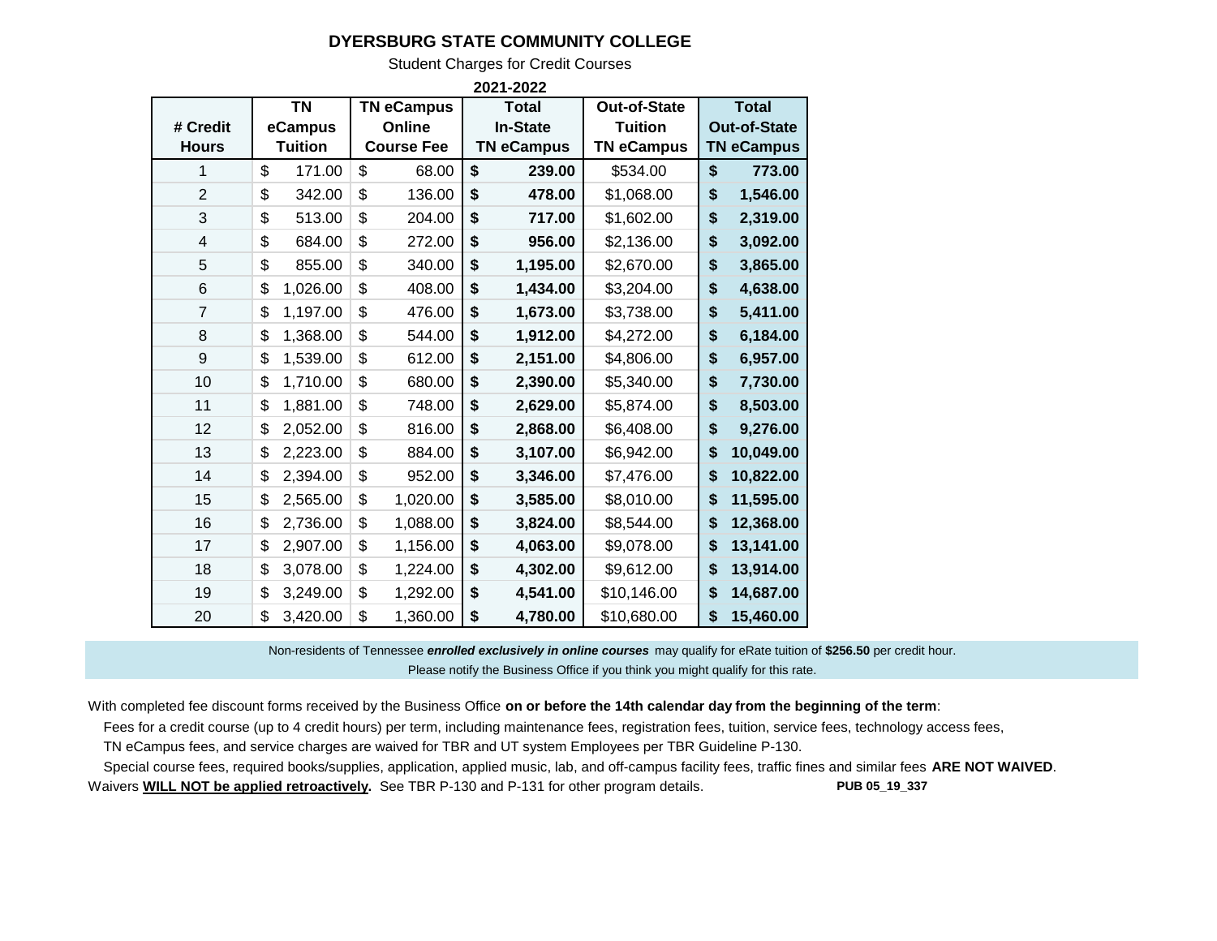**DYERSBURG STATE COMMUNITY COLLEGE**

Student Charges for Credit Courses

**2021-2022**

| # Credit Hours | TN eCampus Tuition | TN eCampus Online Course Fee | Total In-State TN eCampus | Out-of-State Tuition TN eCampus | Total Out-of-State TN eCampus |
|---|---|---|---|---|---|
| 1 | $ 171.00 | $ 68.00 | **$ 239.00** | $534.00 | **$ 773.00** |
| 2 | $ 342.00 | $ 136.00 | **$ 478.00** | $1,068.00 | **$ 1,546.00** |
| 3 | $ 513.00 | $ 204.00 | **$ 717.00** | $1,602.00 | **$ 2,319.00** |
| 4 | $ 684.00 | $ 272.00 | **$ 956.00** | $2,136.00 | **$ 3,092.00** |
| 5 | $ 855.00 | $ 340.00 | **$ 1,195.00** | $2,670.00 | **$ 3,865.00** |
| 6 | $ 1,026.00 | $ 408.00 | **$ 1,434.00** | $3,204.00 | **$ 4,638.00** |
| 7 | $ 1,197.00 | $ 476.00 | **$ 1,673.00** | $3,738.00 | **$ 5,411.00** |
| 8 | $ 1,368.00 | $ 544.00 | **$ 1,912.00** | $4,272.00 | **$ 6,184.00** |
| 9 | $ 1,539.00 | $ 612.00 | **$ 2,151.00** | $4,806.00 | **$ 6,957.00** |
| 10 | $ 1,710.00 | $ 680.00 | **$ 2,390.00** | $5,340.00 | **$ 7,730.00** |
| 11 | $ 1,881.00 | $ 748.00 | **$ 2,629.00** | $5,874.00 | **$ 8,503.00** |
| 12 | $ 2,052.00 | $ 816.00 | **$ 2,868.00** | $6,408.00 | **$ 9,276.00** |
| 13 | $ 2,223.00 | $ 884.00 | **$ 3,107.00** | $6,942.00 | **$ 10,049.00** |
| 14 | $ 2,394.00 | $ 952.00 | **$ 3,346.00** | $7,476.00 | **$ 10,822.00** |
| 15 | $ 2,565.00 | $ 1,020.00 | **$ 3,585.00** | $8,010.00 | **$ 11,595.00** |
| 16 | $ 2,736.00 | $ 1,088.00 | **$ 3,824.00** | $8,544.00 | **$ 12,368.00** |
| 17 | $ 2,907.00 | $ 1,156.00 | **$ 4,063.00** | $9,078.00 | **$ 13,141.00** |
| 18 | $ 3,078.00 | $ 1,224.00 | **$ 4,302.00** | $9,612.00 | **$ 13,914.00** |
| 19 | $ 3,249.00 | $ 1,292.00 | **$ 4,541.00** | $10,146.00 | **$ 14,687.00** |
| 20 | $ 3,420.00 | $ 1,360.00 | **$ 4,780.00** | $10,680.00 | **$ 15,460.00** |

Non-residents of Tennessee ***enrolled exclusively in online courses*** may qualify for eRate tuition of **$256.50** per credit hour.
Please notify the Business Office if you think you might qualify for this rate.

With completed fee discount forms received by the Business Office **on or before the 14th calendar day from the beginning of the term**:

Fees for a credit course (up to 4 credit hours) per term, including maintenance fees, registration fees, tuition, service fees, technology access fees, TN eCampus fees, and service charges are waived for TBR and UT system Employees per TBR Guideline P-130.

Special course fees, required books/supplies, application, applied music, lab, and off-campus facility fees, traffic fines and similar fees **ARE NOT WAIVED**.

Waivers **WILL NOT be applied retroactively.** See TBR P-130 and P-131 for other program details. **PUB 05_19_337**